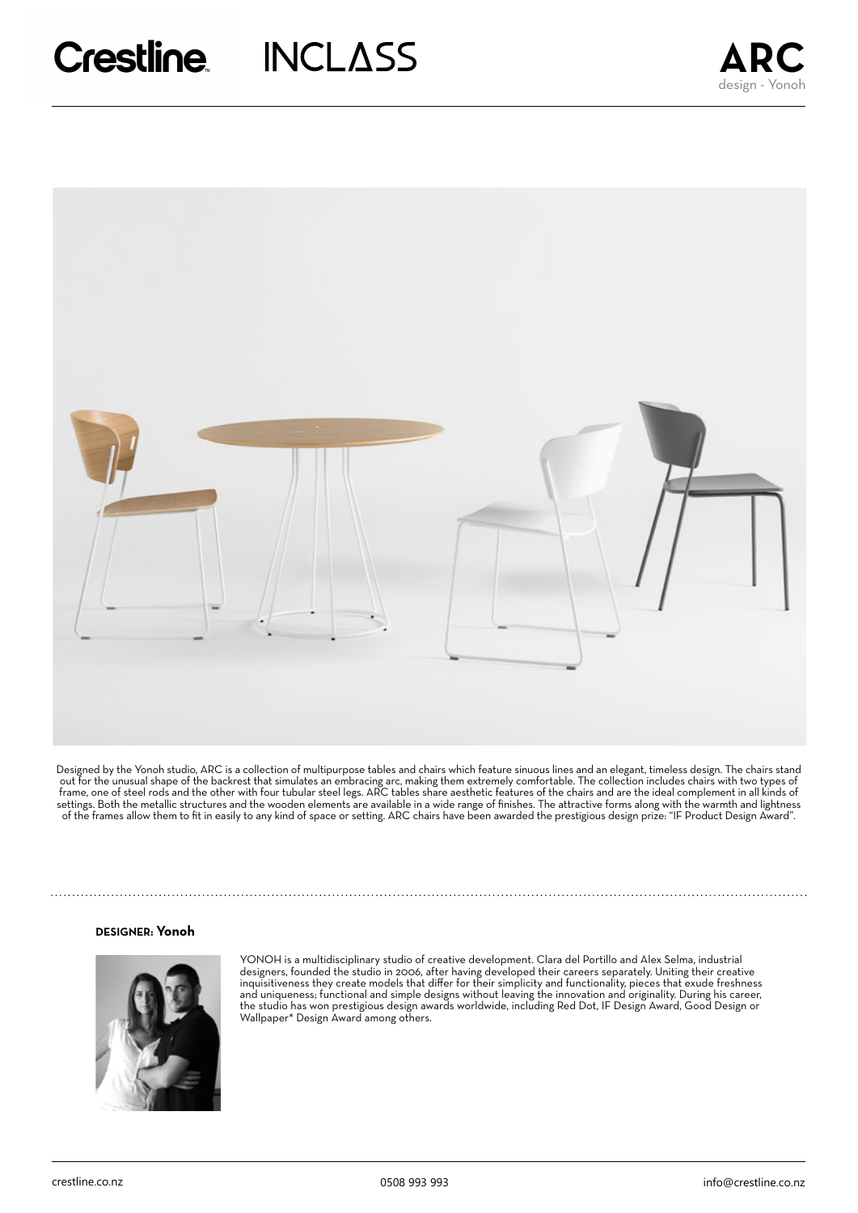Crestline INCLASS

# ARC

design - Yonoh

Designed by the Yonoh studio, ARC is a collection of multipurpose tables and chairs which feature sinuous lines and an elegant, timeless design. The chairs stand out for the unusual shape of the backrest that simulates an embracing arc, making them extremely comfortable. The collection includes chairs with two types of frame, one of steel rods and the other with four tubular steel legs. ARC tables share aesthetic features of the chairs and are the ideal complement in all kinds of settings. Both the metallic structures and the wooden elements are available in a wide range of finishes. The attractive forms along with the warmth and lightness of the frames allow them to fit in easily to any kind of space or setting. ARC chairs have been awarded the prestigious design prize: "IF Product Design Award".

## DESIGNER: Yonoh

YONOH is a multidisciplinary studio of creative development. Clara del Portillo and Alex Selma, industrial designers, founded the studio in 2006, after having developed their careers separately. Uniting their creative inquisitiveness they create models that differ for their simplicity and functionality, pieces that exude freshness and uniqueness; functional and simple designs without leaving the innovation and originality. During his career, the studio has won prestigious design awards worldwide, including Red Dot, IF Design Award, Good Design or Wallpaper* Design Award among others.

crestline.co.nz 0508 993 993 info@crestline.co.nz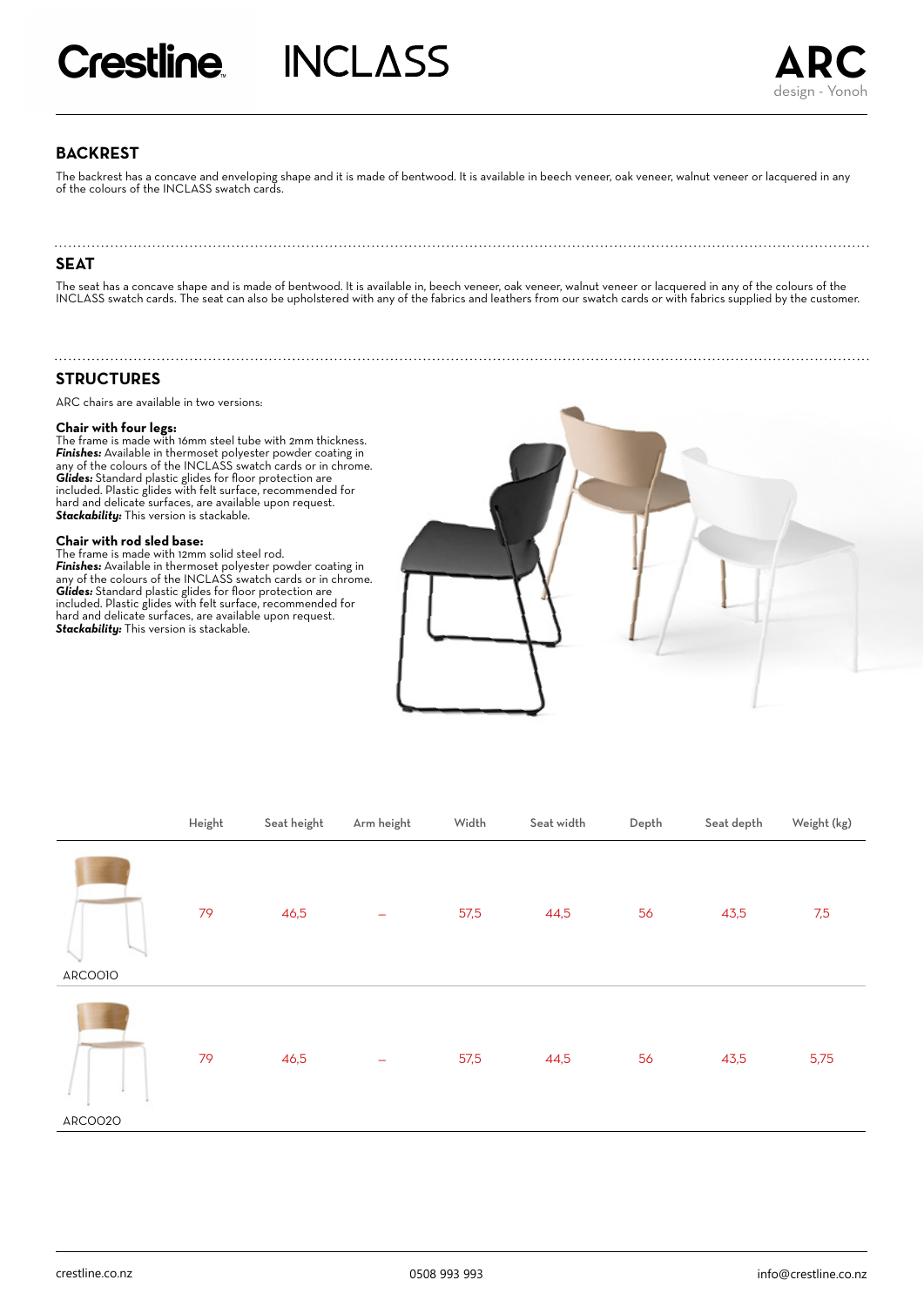Crestline INCLASS

# ARC

design - Yonoh

## BACKREST

The backrest has a concave and enveloping shape and it is made of bentwood. It is available in beech veneer, oak veneer, walnut veneer or lacquered in any of the colours of the INCLASS swatch cards.

## SEAT

The seat has a concave shape and is made of bentwood. It is available in, beech veneer, oak veneer, walnut veneer or lacquered in any of the colours of the INCLASS swatch cards. The seat can also be upholstered with any of the fabrics and leathers from our swatch cards or with fabrics supplied by the customer.

## STRUCTURES

ARC chairs are available in two versions:

**Chair with four legs:**
The frame is made with 16mm steel tube with 2mm thickness.
***Finishes:*** Available in thermoset polyester powder coating in any of the colours of the INCLASS swatch cards or in chrome.
***Glides:*** Standard plastic glides for floor protection are included. Plastic glides with felt surface, recommended for hard and delicate surfaces, are available upon request.
***Stackability:*** This version is stackable.

**Chair with rod sled base:**
The frame is made with 12mm solid steel rod.
***Finishes:*** Available in thermoset polyester powder coating in any of the colours of the INCLASS swatch cards or in chrome.
***Glides:*** Standard plastic glides for floor protection are included. Plastic glides with felt surface, recommended for hard and delicate surfaces, are available upon request.
***Stackability:*** This version is stackable.

| | Height | Seat height | Arm height | Width | Seat width | Depth | Seat depth | Weight (kg) |
|---|---|---|---|---|---|---|---|---|
| ARC0010 | 79 | 46,5 | – | 57,5 | 44,5 | 56 | 43,5 | 7,5 |
| ARC0020 | 79 | 46,5 | – | 57,5 | 44,5 | 56 | 43,5 | 5,75 |

crestline.co.nz 0508 993 993 info@crestline.co.nz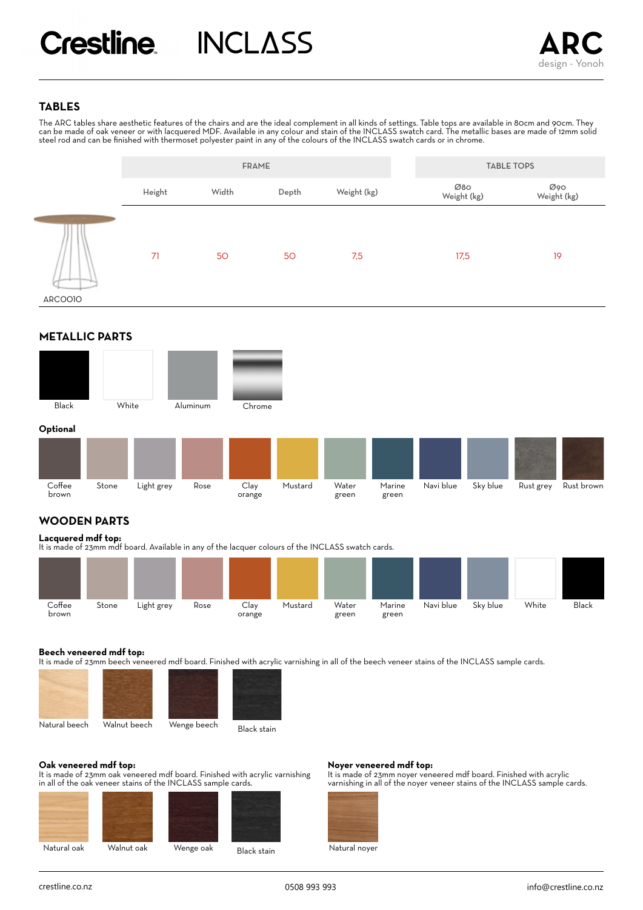# Crestline INCLASS

# ARC

design - Yonoh

## TABLES

The ARC tables share aesthetic features of the chairs and are the ideal complement in all kinds of settings. Table tops are available in 80cm and 90cm. They can be made of oak veneer or with lacquered MDF. Available in any colour and stain of the INCLASS swatch card. The metallic bases are made of 12mm solid steel rod and can be finished with thermoset polyester paint in any of the colours of the INCLASS swatch cards or in chrome.

| | FRAME | | | | TABLE TOPS | |
|---|---|---|---|---|---|---|
| | Height | Width | Depth | Weight (kg) | Ø80 Weight (kg) | Ø90 Weight (kg) |
| ARC0010 | 71 | 50 | 50 | 7,5 | 17,5 | 19 |

## METALLIC PARTS

Black, White, Aluminum, Chrome

**Optional**

Coffee brown, Stone, Light grey, Rose, Clay orange, Mustard, Water green, Marine green, Navi blue, Sky blue, Rust grey, Rust brown

## WOODEN PARTS

**Lacquered mdf top:**
It is made of 23mm mdf board. Available in any of the lacquer colours of the INCLASS swatch cards.

Coffee brown, Stone, Light grey, Rose, Clay orange, Mustard, Water green, Marine green, Navi blue, Sky blue, White, Black

**Beech veneered mdf top:**
It is made of 23mm beech veneered mdf board. Finished with acrylic varnishing in all of the beech veneer stains of the INCLASS sample cards.

Natural beech, Walnut beech, Wenge beech, Black stain

**Oak veneered mdf top:**
It is made of 23mm oak veneered mdf board. Finished with acrylic varnishing in all of the oak veneer stains of the INCLASS sample cards.

Natural oak, Walnut oak, Wenge oak, Black stain

**Noyer veneered mdf top:**
It is made of 23mm noyer veneered mdf board. Finished with acrylic varnishing in all of the noyer veneer stains of the INCLASS sample cards.

Natural noyer

crestline.co.nz | 0508 993 993 | info@crestline.co.nz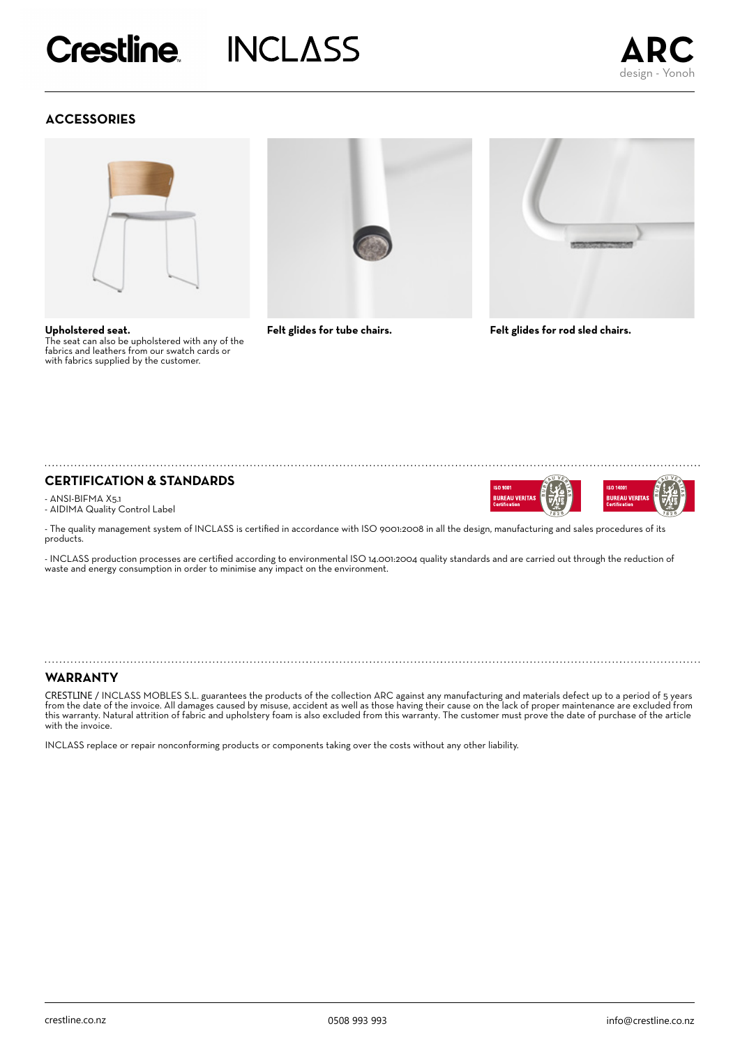## ACCESSORIES

**Upholstered seat.**
The seat can also be upholstered with any of the fabrics and leathers from our swatch cards or with fabrics supplied by the customer.

**Felt glides for tube chairs.**

**Felt glides for rod sled chairs.**

## CERTIFICATION & STANDARDS

- ANSI-BIFMA X5.1
- AIDIMA Quality Control Label

- The quality management system of INCLASS is certified in accordance with ISO 9001:2008 in all the design, manufacturing and sales procedures of its products.

- INCLASS production processes are certified according to environmental ISO 14.001:2004 quality standards and are carried out through the reduction of waste and energy consumption in order to minimise any impact on the environment.

## WARRANTY

CRESTLINE / INCLASS MOBLES S.L. guarantees the products of the collection ARC against any manufacturing and materials defect up to a period of 5 years from the date of the invoice. All damages caused by misuse, accident as well as those having their cause on the lack of proper maintenance are excluded from this warranty. Natural attrition of fabric and upholstery foam is also excluded from this warranty. The customer must prove the date of purchase of the article with the invoice.

INCLASS replace or repair nonconforming products or components taking over the costs without any other liability.